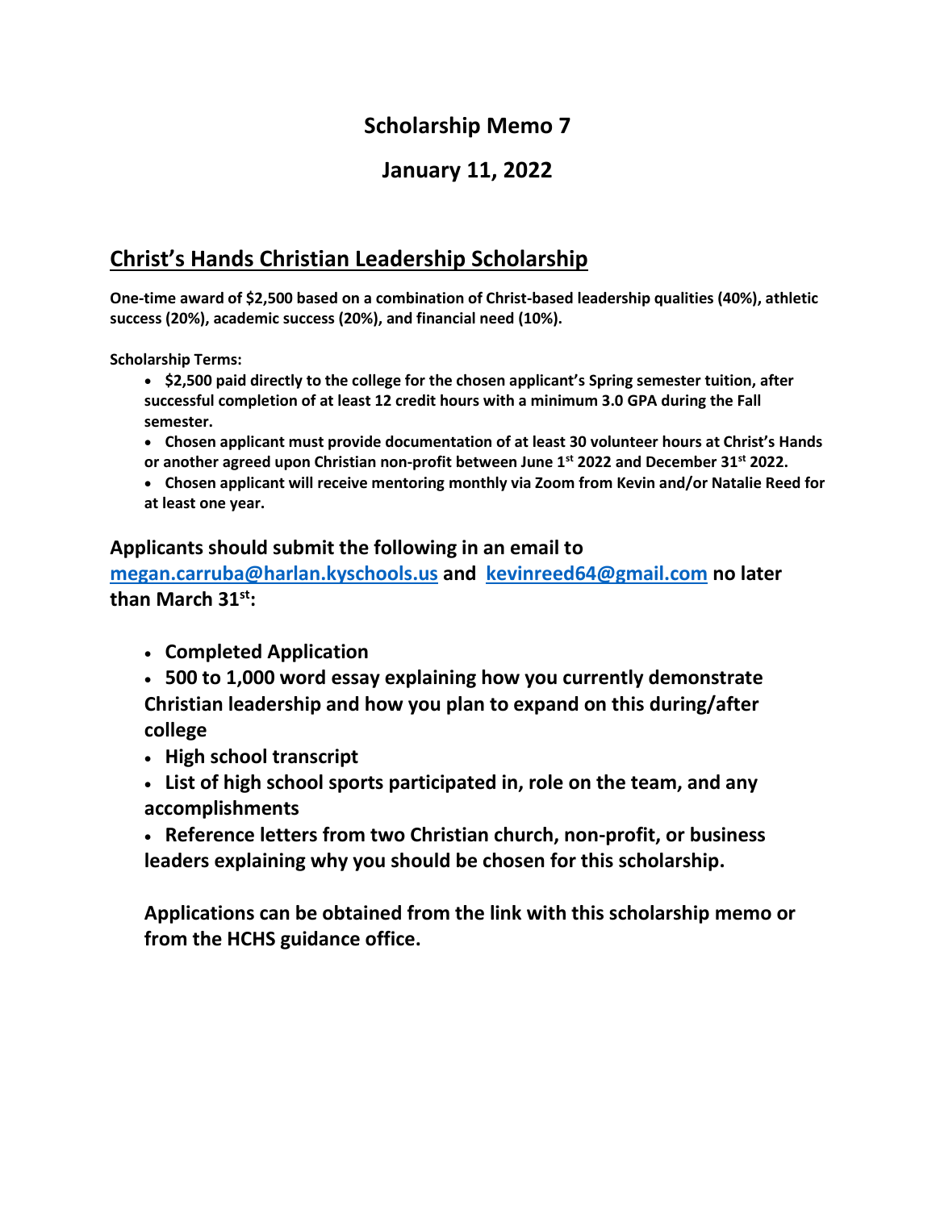# Scholarship Memo 7

# January 11, 2022

## Christ's Hands Christian Leadership Scholarship

**One-time award of $2,500 based on a combination of Christ-based leadership qualities (40%), athletic success (20%), academic success (20%), and financial need (10%).**

**Scholarship Terms:**

- **$2,500 paid directly to the college for the chosen applicant's Spring semester tuition, after successful completion of at least 12 credit hours with a minimum 3.0 GPA during the Fall semester.**
- **Chosen applicant must provide documentation of at least 30 volunteer hours at Christ's Hands or another agreed upon Christian non-profit between June 1st 2022 and December 31st 2022.**
- **Chosen applicant will receive mentoring monthly via Zoom from Kevin and/or Natalie Reed for at least one year.**

**Applicants should submit the following in an email to megan.carruba@harlan.kyschools.us and kevinreed64@gmail.com no later than March 31st:**

- **Completed Application**
- **500 to 1,000 word essay explaining how you currently demonstrate Christian leadership and how you plan to expand on this during/after college**
- **High school transcript**
- **List of high school sports participated in, role on the team, and any accomplishments**
- **Reference letters from two Christian church, non-profit, or business leaders explaining why you should be chosen for this scholarship.**

**Applications can be obtained from the link with this scholarship memo or from the HCHS guidance office.**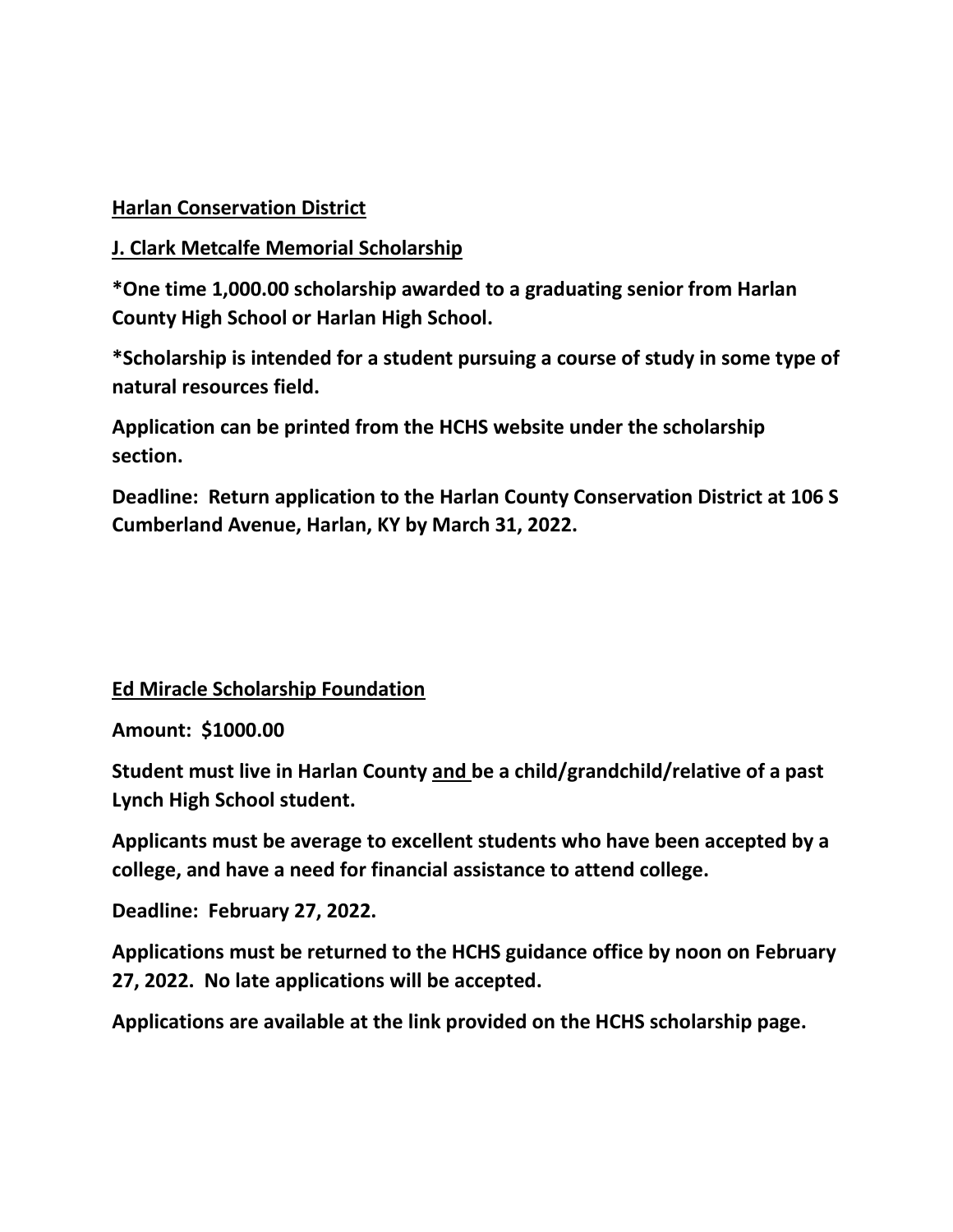**Harlan Conservation District**

**J. Clark Metcalfe Memorial Scholarship**

**\*One time 1,000.00 scholarship awarded to a graduating senior from Harlan County High School or Harlan High School.**

**\*Scholarship is intended for a student pursuing a course of study in some type of natural resources field.**

**Application can be printed from the HCHS website under the scholarship section.**

**Deadline: Return application to the Harlan County Conservation District at 106 S Cumberland Avenue, Harlan, KY by March 31, 2022.**

**Ed Miracle Scholarship Foundation**

**Amount: $1000.00**

**Student must live in Harlan County and be a child/grandchild/relative of a past Lynch High School student.**

**Applicants must be average to excellent students who have been accepted by a college, and have a need for financial assistance to attend college.**

**Deadline: February 27, 2022.**

**Applications must be returned to the HCHS guidance office by noon on February 27, 2022. No late applications will be accepted.**

**Applications are available at the link provided on the HCHS scholarship page.**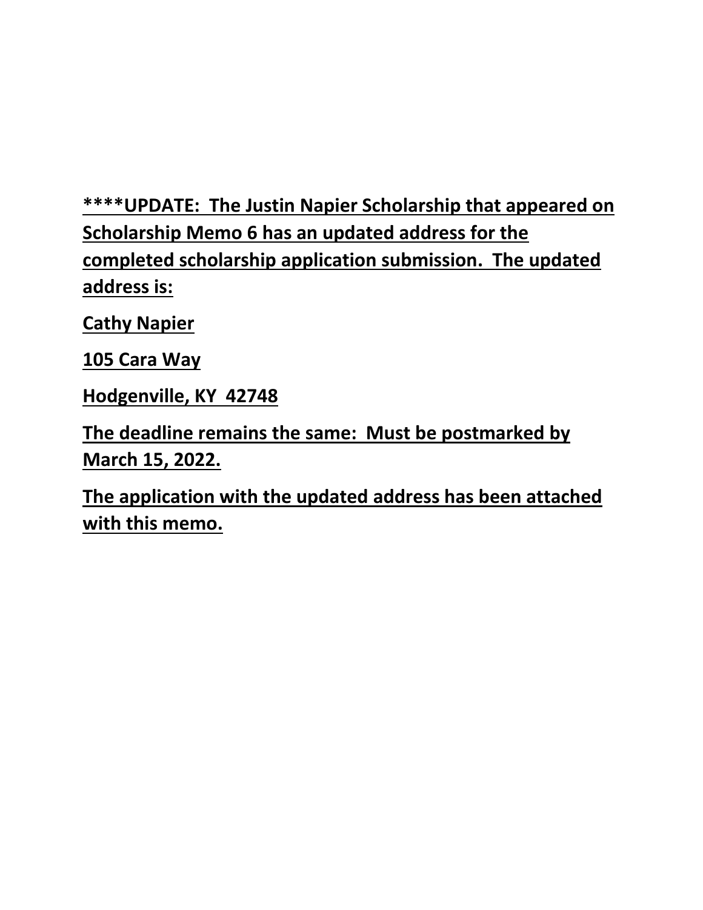**\*\*\*\*UPDATE: The Justin Napier Scholarship that appeared on Scholarship Memo 6 has an updated address for the completed scholarship application submission. The updated address is:**

**Cathy Napier**

**105 Cara Way**

**Hodgenville, KY 42748**

**The deadline remains the same: Must be postmarked by March 15, 2022.**

**The application with the updated address has been attached with this memo.**